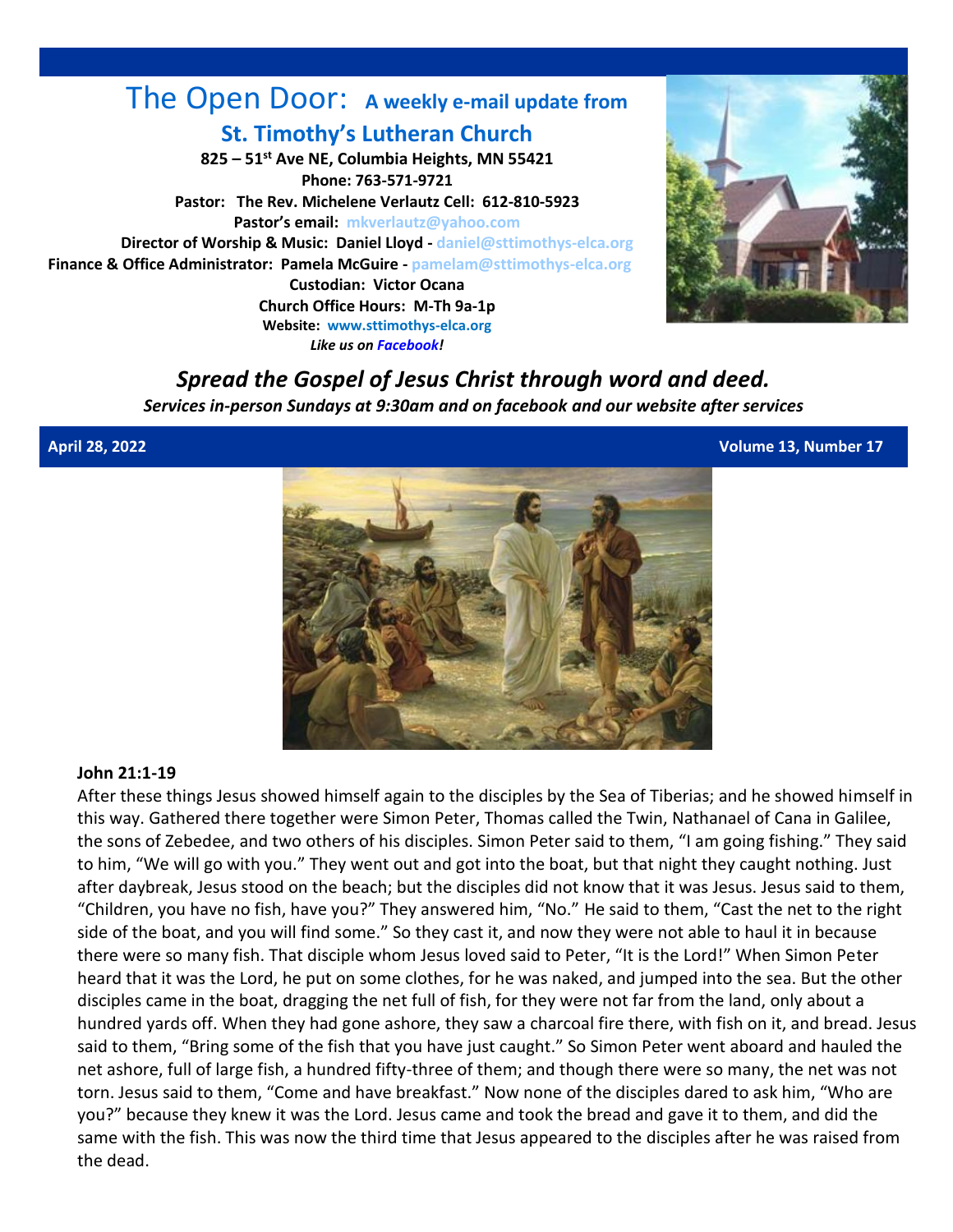# The Open Door: A weekly e-mail update from

## St. Timothy's Lutheran Church

**825 – 51st Ave NE, Columbia Heights, MN 55421**
**Phone: 763-571-9721**
**Pastor: The Rev. Michelene Verlautz Cell: 612-810-5923**
**Pastor's email: mkverlautz@yahoo.com**
**Director of Worship & Music: Daniel Lloyd - daniel@sttimothys-elca.org**
**Finance & Office Administrator: Pamela McGuire - pamelam@sttimothys-elca.org**
**Custodian: Victor Ocana**
**Church Office Hours: M-Th 9a-1p**
**Website: www.sttimothys-elca.org**
***Like us on Facebook!***

## *Spread the Gospel of Jesus Christ through word and deed.*

***Services in-person Sundays at 9:30am and on facebook and our website after services***

**April 28, 2022** **Volume 13, Number 17**

**John 21:1-19**

After these things Jesus showed himself again to the disciples by the Sea of Tiberias; and he showed himself in this way. Gathered there together were Simon Peter, Thomas called the Twin, Nathanael of Cana in Galilee, the sons of Zebedee, and two others of his disciples. Simon Peter said to them, "I am going fishing." They said to him, "We will go with you." They went out and got into the boat, but that night they caught nothing. Just after daybreak, Jesus stood on the beach; but the disciples did not know that it was Jesus. Jesus said to them, "Children, you have no fish, have you?" They answered him, "No." He said to them, "Cast the net to the right side of the boat, and you will find some." So they cast it, and now they were not able to haul it in because there were so many fish. That disciple whom Jesus loved said to Peter, "It is the Lord!" When Simon Peter heard that it was the Lord, he put on some clothes, for he was naked, and jumped into the sea. But the other disciples came in the boat, dragging the net full of fish, for they were not far from the land, only about a hundred yards off. When they had gone ashore, they saw a charcoal fire there, with fish on it, and bread. Jesus said to them, "Bring some of the fish that you have just caught." So Simon Peter went aboard and hauled the net ashore, full of large fish, a hundred fifty-three of them; and though there were so many, the net was not torn. Jesus said to them, "Come and have breakfast." Now none of the disciples dared to ask him, "Who are you?" because they knew it was the Lord. Jesus came and took the bread and gave it to them, and did the same with the fish. This was now the third time that Jesus appeared to the disciples after he was raised from the dead.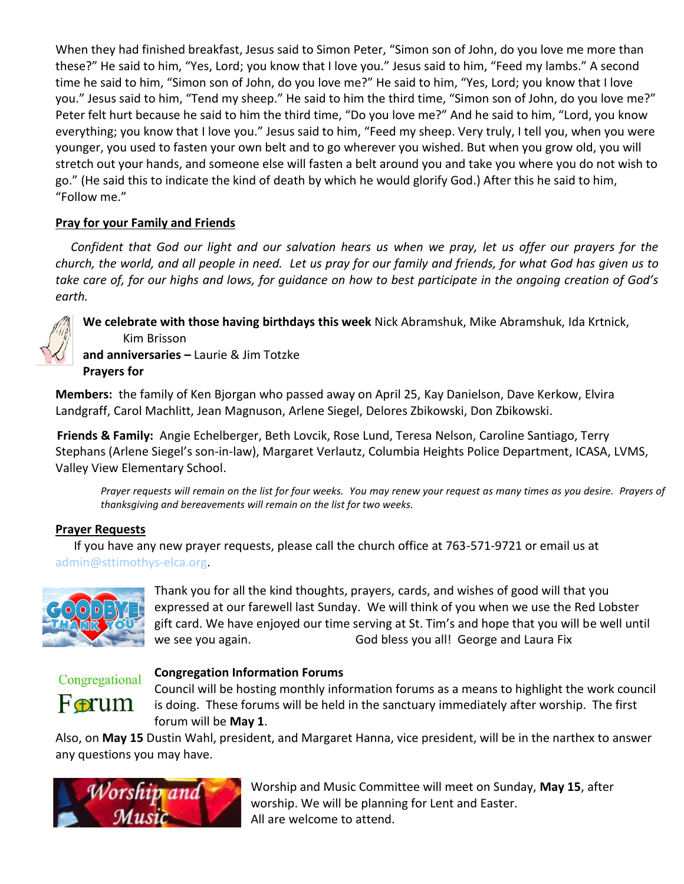When they had finished breakfast, Jesus said to Simon Peter, "Simon son of John, do you love me more than these?" He said to him, "Yes, Lord; you know that I love you." Jesus said to him, "Feed my lambs." A second time he said to him, "Simon son of John, do you love me?" He said to him, "Yes, Lord; you know that I love you." Jesus said to him, "Tend my sheep." He said to him the third time, "Simon son of John, do you love me?" Peter felt hurt because he said to him the third time, "Do you love me?" And he said to him, "Lord, you know everything; you know that I love you." Jesus said to him, "Feed my sheep. Very truly, I tell you, when you were younger, you used to fasten your own belt and to go wherever you wished. But when you grow old, you will stretch out your hands, and someone else will fasten a belt around you and take you where you do not wish to go." (He said this to indicate the kind of death by which he would glorify God.) After this he said to him, "Follow me."

**Pray for your Family and Friends**

*Confident that God our light and our salvation hears us when we pray, let us offer our prayers for the church, the world, and all people in need. Let us pray for our family and friends, for what God has given us to take care of, for our highs and lows, for guidance on how to best participate in the ongoing creation of God's earth.*

**We celebrate with those having birthdays this week** Nick Abramshuk, Mike Abramshuk, Ida Krtnick, Kim Brisson

**and anniversaries –** Laurie & Jim Totzke

**Prayers for**

**Members:** the family of Ken Bjorgan who passed away on April 25, Kay Danielson, Dave Kerkow, Elvira Landgraff, Carol Machlitt, Jean Magnuson, Arlene Siegel, Delores Zbikowski, Don Zbikowski.

**Friends & Family:** Angie Echelberger, Beth Lovcik, Rose Lund, Teresa Nelson, Caroline Santiago, Terry Stephans (Arlene Siegel's son-in-law), Margaret Verlautz, Columbia Heights Police Department, ICASA, LVMS, Valley View Elementary School.

*Prayer requests will remain on the list for four weeks. You may renew your request as many times as you desire. Prayers of thanksgiving and bereavements will remain on the list for two weeks.*

**Prayer Requests**

If you have any new prayer requests, please call the church office at 763-571-9721 or email us at admin@sttimothys-elca.org.

Thank you for all the kind thoughts, prayers, cards, and wishes of good will that you expressed at our farewell last Sunday. We will think of you when we use the Red Lobster gift card. We have enjoyed our time serving at St. Tim's and hope that you will be well until we see you again. God bless you all! George and Laura Fix

**Congregation Information Forums**

Council will be hosting monthly information forums as a means to highlight the work council is doing. These forums will be held in the sanctuary immediately after worship. The first forum will be **May 1**.

Also, on **May 15** Dustin Wahl, president, and Margaret Hanna, vice president, will be in the narthex to answer any questions you may have.

Worship and Music Committee will meet on Sunday, **May 15**, after worship. We will be planning for Lent and Easter.
All are welcome to attend.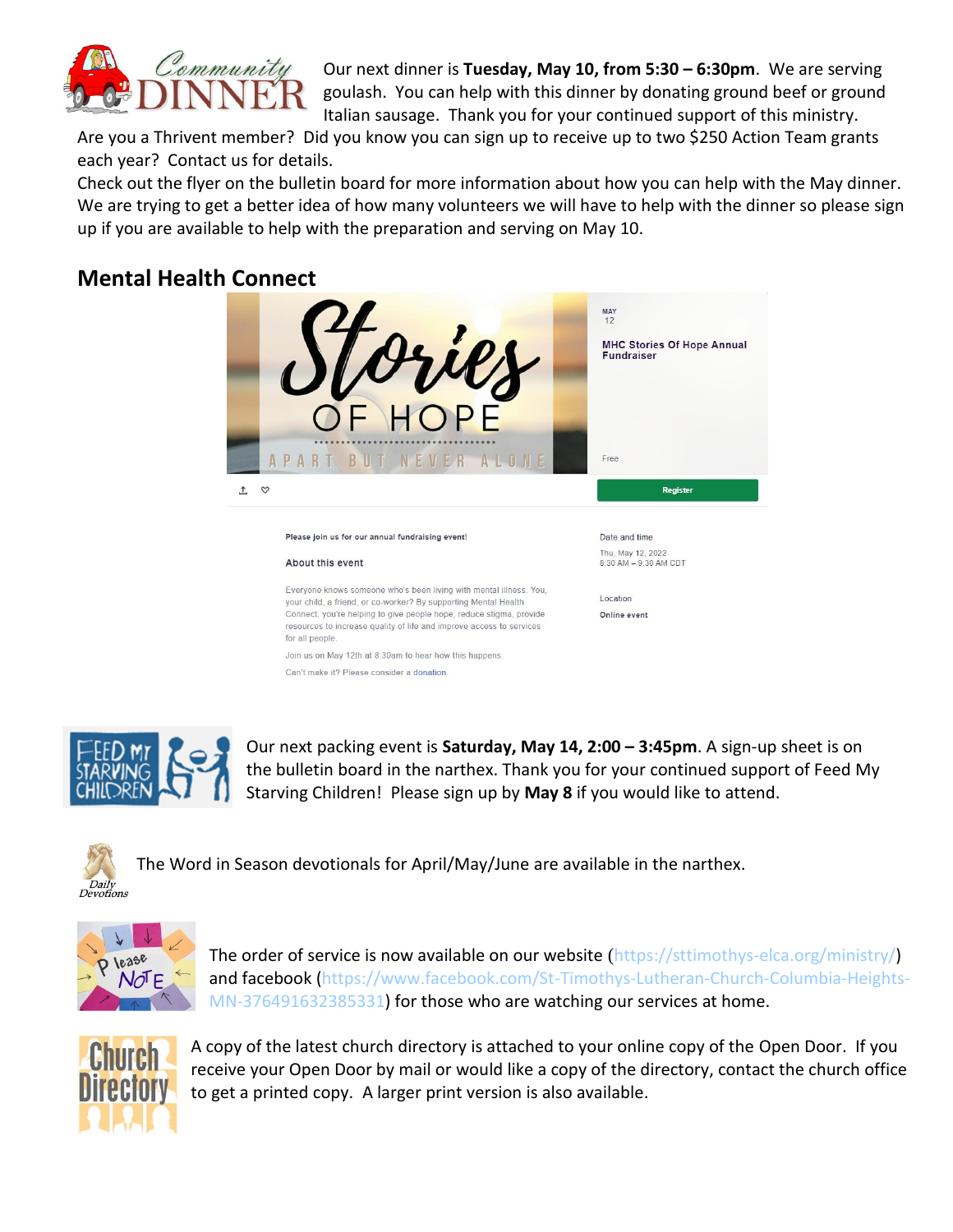Our next dinner is **Tuesday, May 10, from 5:30 – 6:30pm**. We are serving goulash. You can help with this dinner by donating ground beef or ground Italian sausage. Thank you for your continued support of this ministry.

Are you a Thrivent member? Did you know you can sign up to receive up to two $250 Action Team grants each year? Contact us for details.

Check out the flyer on the bulletin board for more information about how you can help with the May dinner. We are trying to get a better idea of how many volunteers we will have to help with the dinner so please sign up if you are available to help with the preparation and serving on May 10.

## Mental Health Connect

Stories OF HOPE

APART BUT NEVER ALONE

MAY 12

MHC Stories Of Hope Annual Fundraiser

Free

Register

Please join us for our annual fundraising event!

About this event

Everyone knows someone who's been living with mental illness. You, your child, a friend, or co-worker? By supporting Mental Health Connect, you're helping to give people hope, reduce stigma, provide resources to increase quality of life and improve access to services for all people.

Join us on May 12th at 8:30am to hear how this happens.

Can't make it? Please consider a donation.

Date and time

Thu, May 12, 2022
8:30 AM – 9:30 AM CDT

Location

Online event

Our next packing event is **Saturday, May 14, 2:00 – 3:45pm**. A sign-up sheet is on the bulletin board in the narthex. Thank you for your continued support of Feed My Starving Children! Please sign up by **May 8** if you would like to attend.

The Word in Season devotionals for April/May/June are available in the narthex.

The order of service is now available on our website (https://sttimothys-elca.org/ministry/) and facebook (https://www.facebook.com/St-Timothys-Lutheran-Church-Columbia-Heights-MN-376491632385331) for those who are watching our services at home.

A copy of the latest church directory is attached to your online copy of the Open Door. If you receive your Open Door by mail or would like a copy of the directory, contact the church office to get a printed copy. A larger print version is also available.